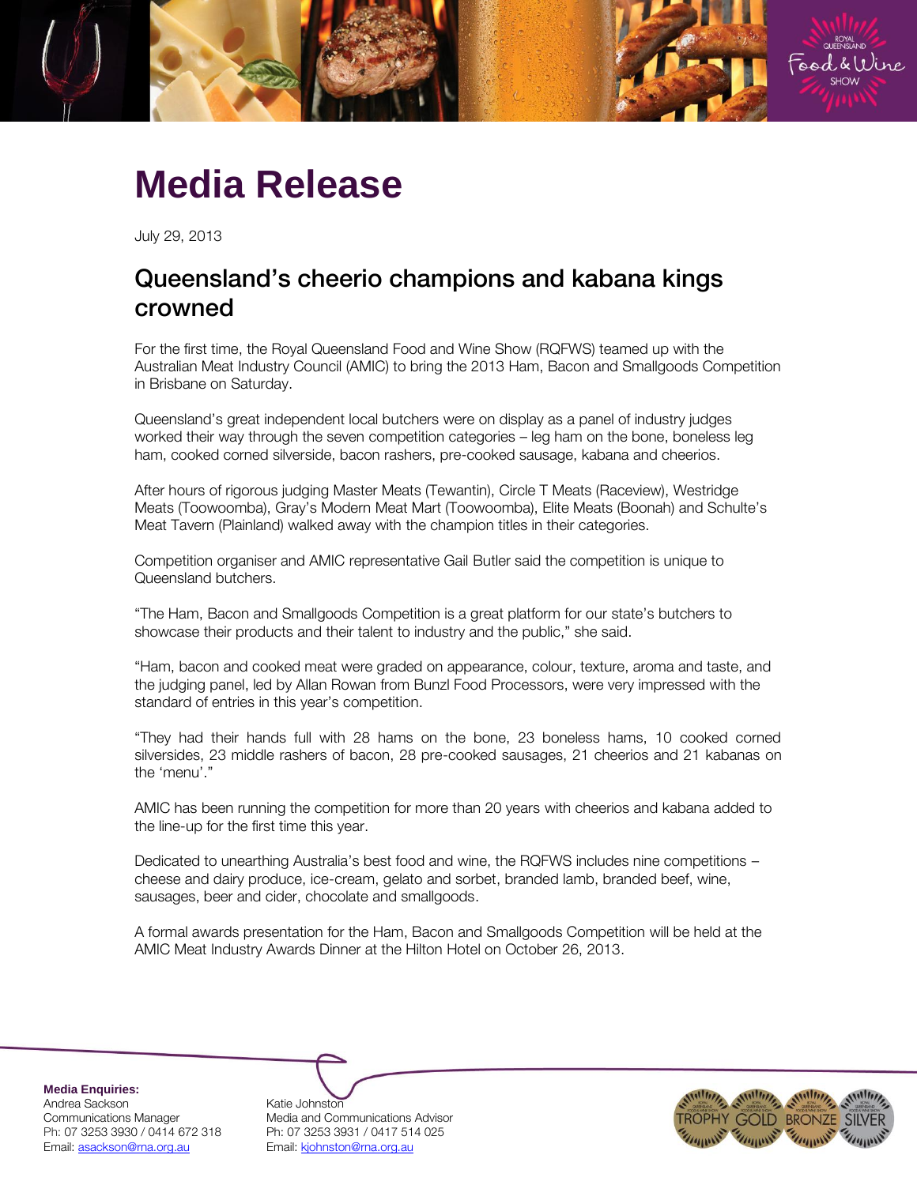# Media Release

July 29, 2013

## Queensland's cheerio champions and kabana kings crowned

For the first time, the Royal Queensland Food and Wine Show (RQFWS) teamed up with the Australian Meat Industry Council (AMIC) to bring the 2013 Ham, Bacon and Smallgoods Competition in Brisbane on Saturday.

Queensland's great independent local butchers were on display as a panel of industry judges worked their way through the seven competition categories – leg ham on the bone, boneless leg ham, cooked corned silverside, bacon rashers, pre-cooked sausage, kabana and cheerios.

After hours of rigorous judging Master Meats (Tewantin), Circle T Meats (Raceview), Westridge Meats (Toowoomba), Gray's Modern Meat Mart (Toowoomba), Elite Meats (Boonah) and Schulte's Meat Tavern (Plainland) walked away with the champion titles in their categories.

Competition organiser and AMIC representative Gail Butler said the competition is unique to Queensland butchers.

"The Ham, Bacon and Smallgoods Competition is a great platform for our state's butchers to showcase their products and their talent to industry and the public," she said.

"Ham, bacon and cooked meat were graded on appearance, colour, texture, aroma and taste, and the judging panel, led by Allan Rowan from Bunzl Food Processors, were very impressed with the standard of entries in this year's competition.

"They had their hands full with 28 hams on the bone, 23 boneless hams, 10 cooked corned silversides, 23 middle rashers of bacon, 28 pre-cooked sausages, 21 cheerios and 21 kabanas on the 'menu'."

AMIC has been running the competition for more than 20 years with cheerios and kabana added to the line-up for the first time this year.

Dedicated to unearthing Australia's best food and wine, the RQFWS includes nine competitions – cheese and dairy produce, ice-cream, gelato and sorbet, branded lamb, branded beef, wine, sausages, beer and cider, chocolate and smallgoods.

A formal awards presentation for the Ham, Bacon and Smallgoods Competition will be held at the AMIC Meat Industry Awards Dinner at the Hilton Hotel on October 26, 2013.

**Media Enquiries:**

Andrea Sackson
Communications Manager
Ph: 07 3253 3930 / 0414 672 318
Email: asackson@rna.org.au

Katie Johnston
Media and Communications Advisor
Ph: 07 3253 3931 / 0417 514 025
Email: kjohnston@rna.org.au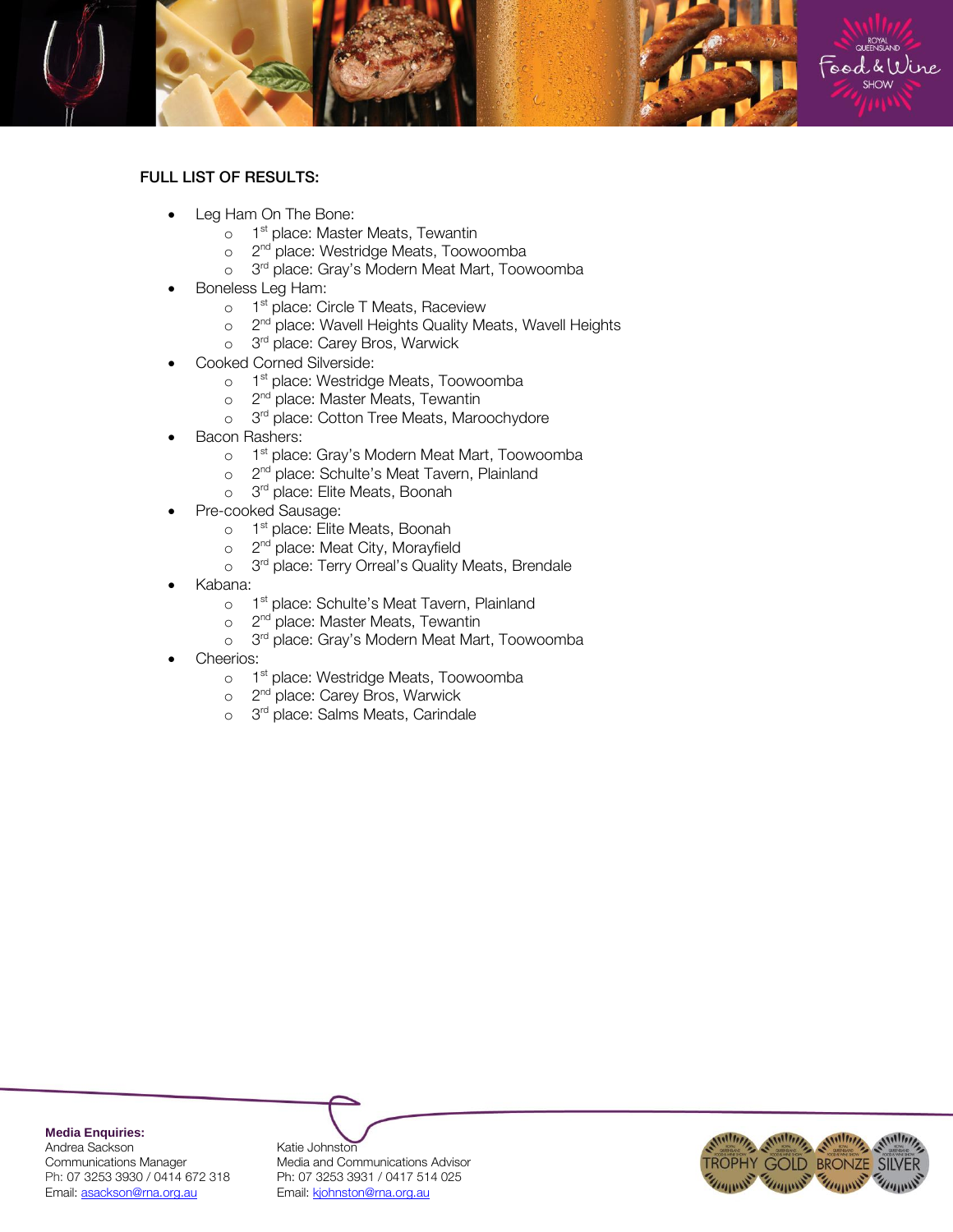**FULL LIST OF RESULTS:**

- Leg Ham On The Bone:
  - 1st place: Master Meats, Tewantin
  - 2nd place: Westridge Meats, Toowoomba
  - 3rd place: Gray's Modern Meat Mart, Toowoomba
- Boneless Leg Ham:
  - 1st place: Circle T Meats, Raceview
  - 2nd place: Wavell Heights Quality Meats, Wavell Heights
  - 3rd place: Carey Bros, Warwick
- Cooked Corned Silverside:
  - 1st place: Westridge Meats, Toowoomba
  - 2nd place: Master Meats, Tewantin
  - 3rd place: Cotton Tree Meats, Maroochydore
- Bacon Rashers:
  - 1st place: Gray's Modern Meat Mart, Toowoomba
  - 2nd place: Schulte's Meat Tavern, Plainland
  - 3rd place: Elite Meats, Boonah
- Pre-cooked Sausage:
  - 1st place: Elite Meats, Boonah
  - 2nd place: Meat City, Morayfield
  - 3rd place: Terry Orreal's Quality Meats, Brendale
- Kabana:
  - 1st place: Schulte's Meat Tavern, Plainland
  - 2nd place: Master Meats, Tewantin
  - 3rd place: Gray's Modern Meat Mart, Toowoomba
- Cheerios:
  - 1st place: Westridge Meats, Toowoomba
  - 2nd place: Carey Bros, Warwick
  - 3rd place: Salms Meats, Carindale

**Media Enquiries:**
Andrea Sackson
Communications Manager
Ph: 07 3253 3930 / 0414 672 318
Email: asackson@rna.org.au

Katie Johnston
Media and Communications Advisor
Ph: 07 3253 3931 / 0417 514 025
Email: kjohnston@rna.org.au